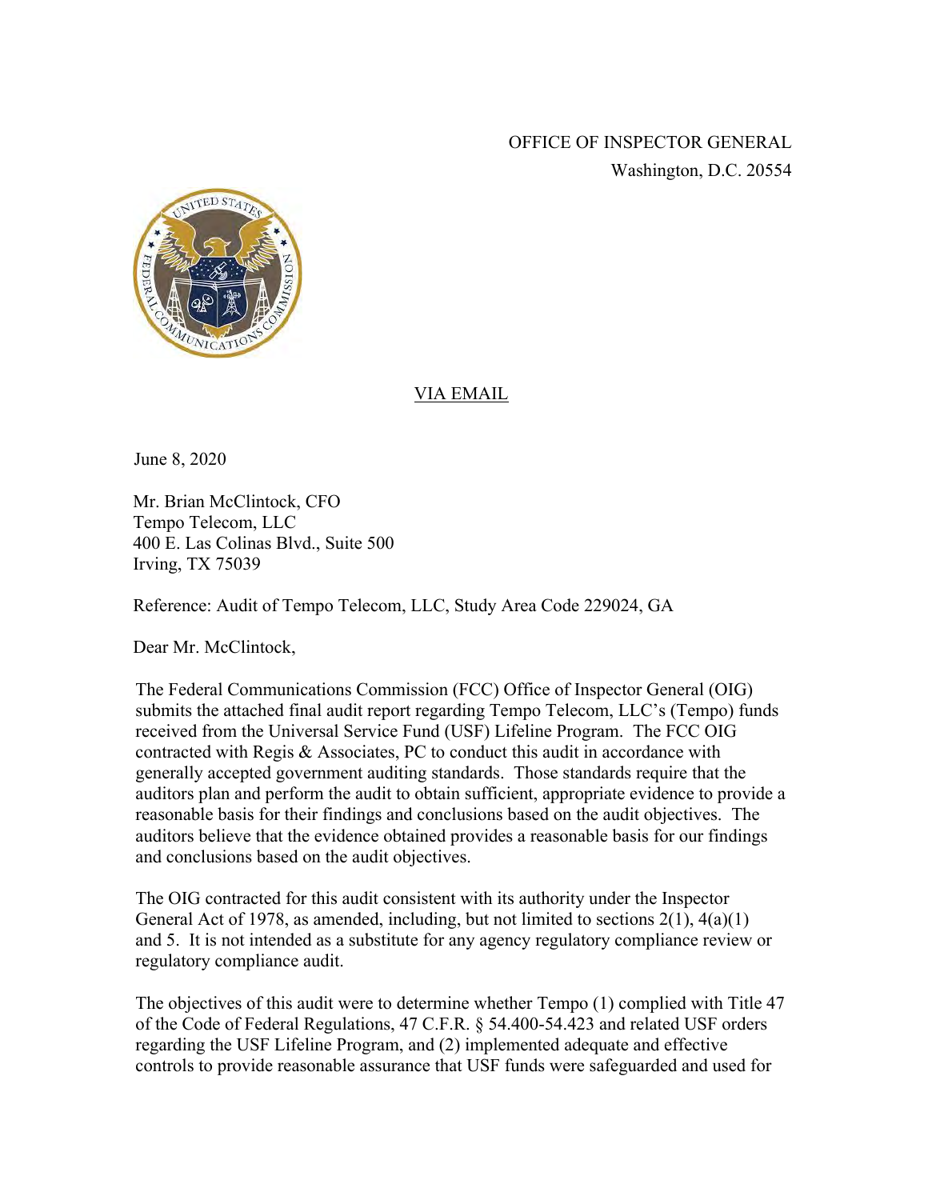OFFICE OF INSPECTOR GENERAL
Washington, D.C. 20554

VIA EMAIL

June 8, 2020

Mr. Brian McClintock, CFO
Tempo Telecom, LLC
400 E. Las Colinas Blvd., Suite 500
Irving, TX 75039

Reference: Audit of Tempo Telecom, LLC, Study Area Code 229024, GA

Dear Mr. McClintock,

The Federal Communications Commission (FCC) Office of Inspector General (OIG) submits the attached final audit report regarding Tempo Telecom, LLC's (Tempo) funds received from the Universal Service Fund (USF) Lifeline Program. The FCC OIG contracted with Regis & Associates, PC to conduct this audit in accordance with generally accepted government auditing standards. Those standards require that the auditors plan and perform the audit to obtain sufficient, appropriate evidence to provide a reasonable basis for their findings and conclusions based on the audit objectives. The auditors believe that the evidence obtained provides a reasonable basis for our findings and conclusions based on the audit objectives.

The OIG contracted for this audit consistent with its authority under the Inspector General Act of 1978, as amended, including, but not limited to sections 2(1), 4(a)(1) and 5. It is not intended as a substitute for any agency regulatory compliance review or regulatory compliance audit.

The objectives of this audit were to determine whether Tempo (1) complied with Title 47 of the Code of Federal Regulations, 47 C.F.R. § 54.400-54.423 and related USF orders regarding the USF Lifeline Program, and (2) implemented adequate and effective controls to provide reasonable assurance that USF funds were safeguarded and used for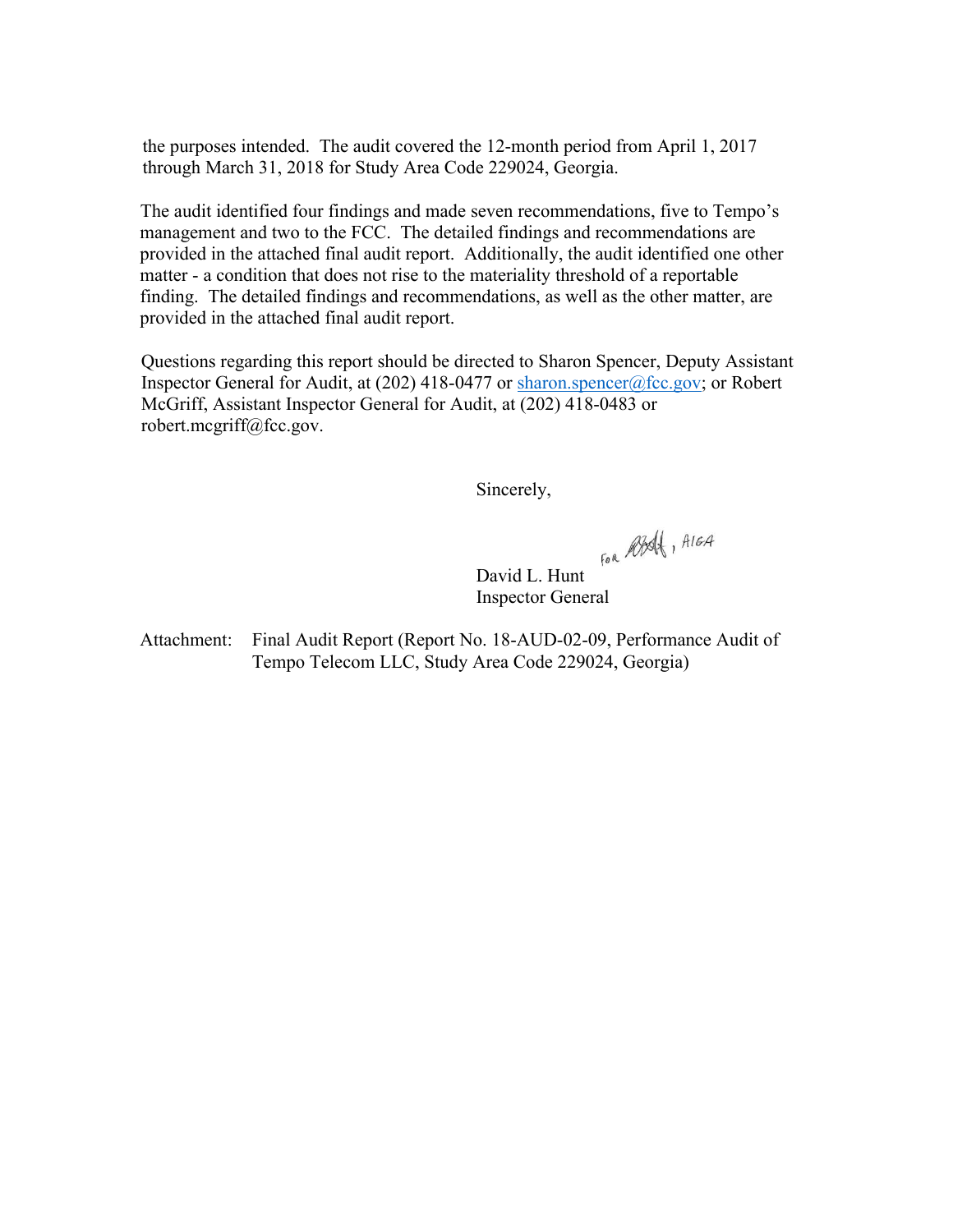the purposes intended. The audit covered the 12-month period from April 1, 2017 through March 31, 2018 for Study Area Code 229024, Georgia.

The audit identified four findings and made seven recommendations, five to Tempo's management and two to the FCC. The detailed findings and recommendations are provided in the attached final audit report. Additionally, the audit identified one other matter - a condition that does not rise to the materiality threshold of a reportable finding. The detailed findings and recommendations, as well as the other matter, are provided in the attached final audit report.

Questions regarding this report should be directed to Sharon Spencer, Deputy Assistant Inspector General for Audit, at (202) 418-0477 or sharon.spencer@fcc.gov; or Robert McGriff, Assistant Inspector General for Audit, at (202) 418-0483 or robert.mcgriff@fcc.gov.

Sincerely,

FOR [signature], AIGA

David L. Hunt
Inspector General

Attachment: Final Audit Report (Report No. 18-AUD-02-09, Performance Audit of Tempo Telecom LLC, Study Area Code 229024, Georgia)